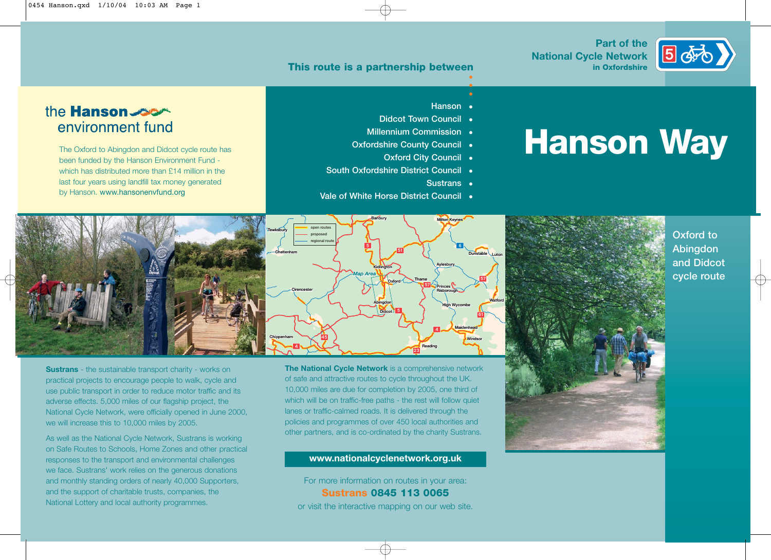Part of the
National Cycle Network
in Oxfordshire

This route is a partnership between

- Hanson
- Didcot Town Council
- Millennium Commission
- Oxfordshire County Council
- Oxford City Council
- South Oxfordshire District Council
- Sustrans
- Vale of White Horse District Council

# Hanson Way

Oxford to Abingdon and Didcot cycle route

## the Hanson environment fund

The Oxford to Abingdon and Didcot cycle route has been funded by the Hanson Environment Fund - which has distributed more than £14 million in the last four years using landfill tax money generated by Hanson. www.hansonenvfund.org

**Sustrans** - the sustainable transport charity - works on practical projects to encourage people to walk, cycle and use public transport in order to reduce motor traffic and its adverse effects. 5,000 miles of our flagship project, the National Cycle Network, were officially opened in June 2000, we will increase this to 10,000 miles by 2005.

As well as the National Cycle Network, Sustrans is working on Safe Routes to Schools, Home Zones and other practical responses to the transport and environmental challenges we face. Sustrans' work relies on the generous donations and monthly standing orders of nearly 40,000 Supporters, and the support of charitable trusts, companies, the National Lottery and local authority programmes.

**The National Cycle Network** is a comprehensive network of safe and attractive routes to cycle throughout the UK. 10,000 miles are due for completion by 2005, one third of which will be on traffic-free paths - the rest will follow quiet lanes or traffic-calmed roads. It is delivered through the policies and programmes of over 450 local authorities and other partners, and is co-ordinated by the charity Sustrans.

**www.nationalcyclenetwork.org.uk**

For more information on routes in your area:
**Sustrans 0845 113 0065**
or visit the interactive mapping on our web site.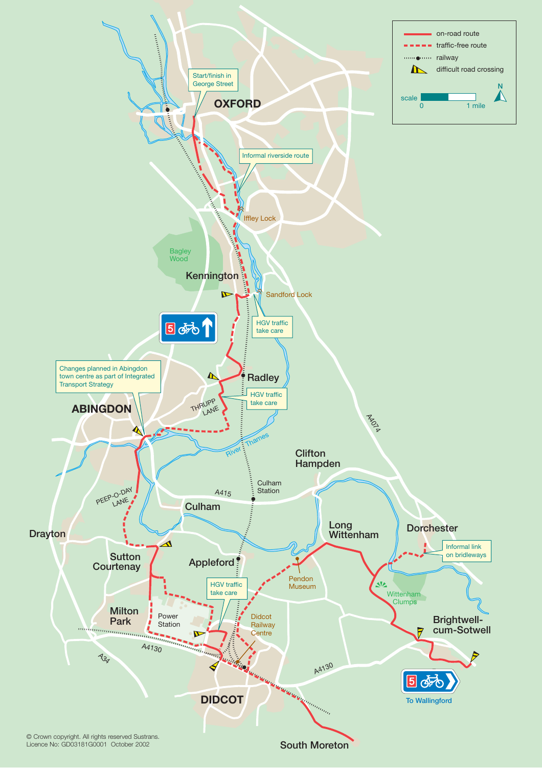on-road route
traffic-free route
railway
difficult road crossing

scale
0
1 mile
N

Start/finish in George Street

OXFORD

Informal riverside route

Iffley Lock

Bagley Wood

Kennington

Sandford Lock

HGV traffic take care

5

Radley

HGV traffic take care

Changes planned in Abingdon town centre as part of Integrated Transport Strategy

ABINGDON

THRUPP LANE

River Thames

A4074

Clifton Hampden

Culham Station

A415

PEEP-O-DAY LANE

Culham

Drayton

Long Wittenham

Dorchester

Informal link on bridleways

Sutton Courtenay

Appleford

Pendon Museum

HGV traffic take care

Wittenham Clumps

Milton Park

Power Station

Didcot Railway Centre

Brightwell-cum-Sotwell

A4130

A34

A4130

5

To Wallingford

DIDCOT

South Moreton

© Crown copyright. All rights reserved Sustrans.
Licence No: GD03181G0001 October 2002